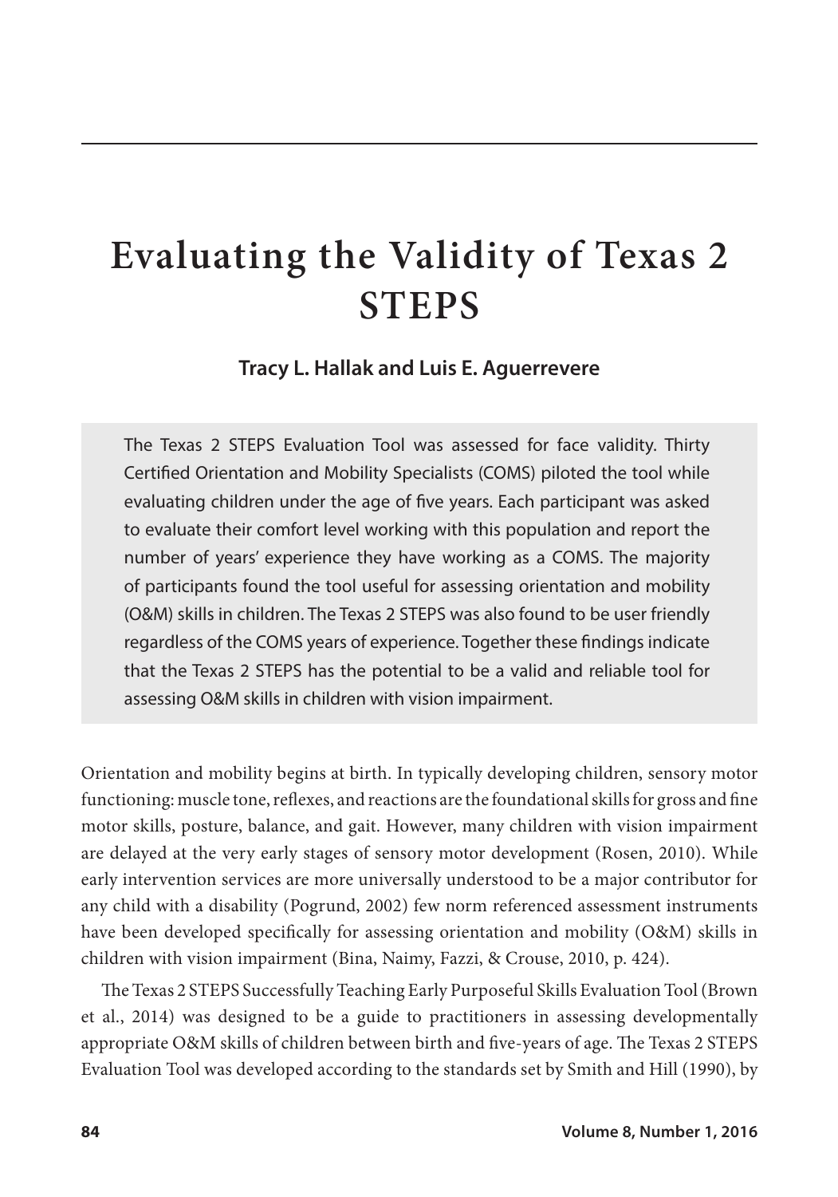# Evaluating the Validity of Texas 2 STEPS

**Tracy L. Hallak and Luis E. Aguerrevere**

> The Texas 2 STEPS Evaluation Tool was assessed for face validity. Thirty Certified Orientation and Mobility Specialists (COMS) piloted the tool while evaluating children under the age of five years. Each participant was asked to evaluate their comfort level working with this population and report the number of years' experience they have working as a COMS. The majority of participants found the tool useful for assessing orientation and mobility (O&M) skills in children. The Texas 2 STEPS was also found to be user friendly regardless of the COMS years of experience. Together these findings indicate that the Texas 2 STEPS has the potential to be a valid and reliable tool for assessing O&M skills in children with vision impairment.

Orientation and mobility begins at birth. In typically developing children, sensory motor functioning: muscle tone, reflexes, and reactions are the foundational skills for gross and fine motor skills, posture, balance, and gait. However, many children with vision impairment are delayed at the very early stages of sensory motor development (Rosen, 2010). While early intervention services are more universally understood to be a major contributor for any child with a disability (Pogrund, 2002) few norm referenced assessment instruments have been developed specifically for assessing orientation and mobility (O&M) skills in children with vision impairment (Bina, Naimy, Fazzi, & Crouse, 2010, p. 424).

The Texas 2 STEPS Successfully Teaching Early Purposeful Skills Evaluation Tool (Brown et al., 2014) was designed to be a guide to practitioners in assessing developmentally appropriate O&M skills of children between birth and five-years of age. The Texas 2 STEPS Evaluation Tool was developed according to the standards set by Smith and Hill (1990), by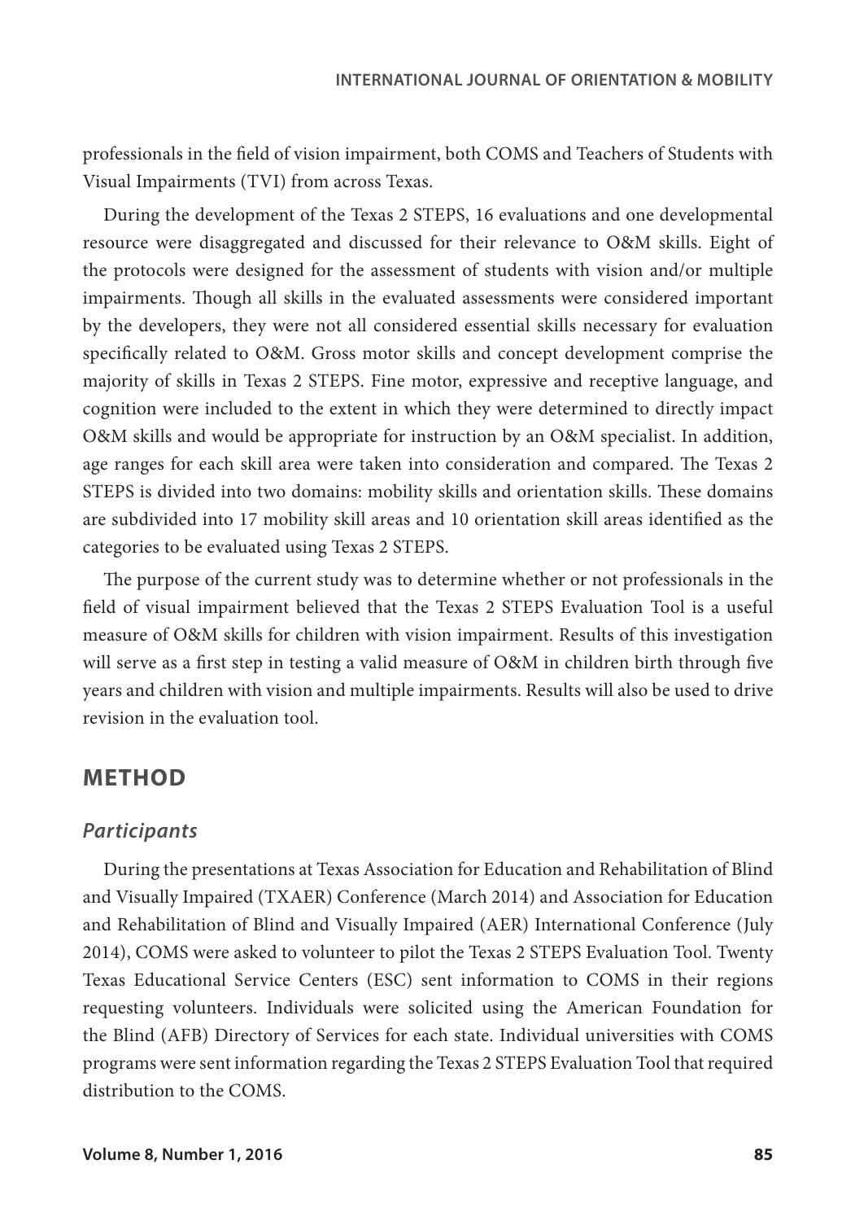professionals in the field of vision impairment, both COMS and Teachers of Students with Visual Impairments (TVI) from across Texas.

During the development of the Texas 2 STEPS, 16 evaluations and one developmental resource were disaggregated and discussed for their relevance to O&M skills. Eight of the protocols were designed for the assessment of students with vision and/or multiple impairments. Though all skills in the evaluated assessments were considered important by the developers, they were not all considered essential skills necessary for evaluation specifically related to O&M. Gross motor skills and concept development comprise the majority of skills in Texas 2 STEPS. Fine motor, expressive and receptive language, and cognition were included to the extent in which they were determined to directly impact O&M skills and would be appropriate for instruction by an O&M specialist. In addition, age ranges for each skill area were taken into consideration and compared. The Texas 2 STEPS is divided into two domains: mobility skills and orientation skills. These domains are subdivided into 17 mobility skill areas and 10 orientation skill areas identified as the categories to be evaluated using Texas 2 STEPS.

The purpose of the current study was to determine whether or not professionals in the field of visual impairment believed that the Texas 2 STEPS Evaluation Tool is a useful measure of O&M skills for children with vision impairment. Results of this investigation will serve as a first step in testing a valid measure of O&M in children birth through five years and children with vision and multiple impairments. Results will also be used to drive revision in the evaluation tool.

## METHOD

### *Participants*

During the presentations at Texas Association for Education and Rehabilitation of Blind and Visually Impaired (TXAER) Conference (March 2014) and Association for Education and Rehabilitation of Blind and Visually Impaired (AER) International Conference (July 2014), COMS were asked to volunteer to pilot the Texas 2 STEPS Evaluation Tool. Twenty Texas Educational Service Centers (ESC) sent information to COMS in their regions requesting volunteers. Individuals were solicited using the American Foundation for the Blind (AFB) Directory of Services for each state. Individual universities with COMS programs were sent information regarding the Texas 2 STEPS Evaluation Tool that required distribution to the COMS.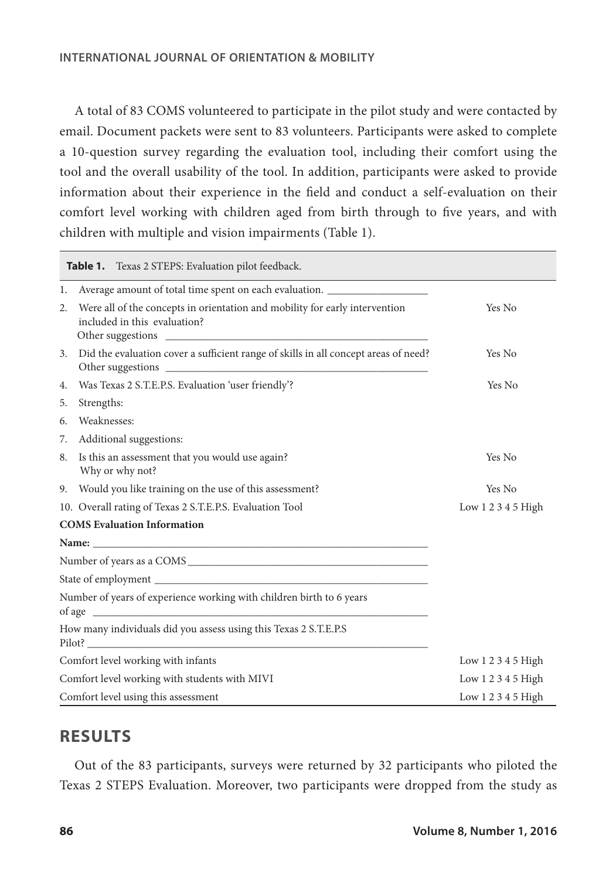A total of 83 COMS volunteered to participate in the pilot study and were contacted by email. Document packets were sent to 83 volunteers. Participants were asked to complete a 10-question survey regarding the evaluation tool, including their comfort using the tool and the overall usability of the tool. In addition, participants were asked to provide information about their experience in the field and conduct a self-evaluation on their comfort level working with children aged from birth through to five years, and with children with multiple and vision impairments (Table 1).

**Table 1.** Texas 2 STEPS: Evaluation pilot feedback.

| | |
|---|---|
| 1. Average amount of total time spent on each evaluation. __________________ | |
| 2. Were all of the concepts in orientation and mobility for early intervention included in this evaluation? Other suggestions __________________ | Yes No |
| 3. Did the evaluation cover a sufficient range of skills in all concept areas of need? Other suggestions __________________ | Yes No |
| 4. Was Texas 2 S.T.E.P.S. Evaluation 'user friendly'? | Yes No |
| 5. Strengths: | |
| 6. Weaknesses: | |
| 7. Additional suggestions: | |
| 8. Is this an assessment that you would use again? Why or why not? | Yes No |
| 9. Would you like training on the use of this assessment? | Yes No |
| 10. Overall rating of Texas 2 S.T.E.P.S. Evaluation Tool | Low 1 2 3 4 5 High |
| **COMS Evaluation Information** | |
| **Name:** __________________ | |
| Number of years as a COMS __________________ | |
| State of employment __________________ | |
| Number of years of experience working with children birth to 6 years of age __________________ | |
| How many individuals did you assess using this Texas 2 S.T.E.P.S Pilot? __________________ | |
| Comfort level working with infants | Low 1 2 3 4 5 High |
| Comfort level working with students with MIVI | Low 1 2 3 4 5 High |
| Comfort level using this assessment | Low 1 2 3 4 5 High |

## RESULTS

Out of the 83 participants, surveys were returned by 32 participants who piloted the Texas 2 STEPS Evaluation. Moreover, two participants were dropped from the study as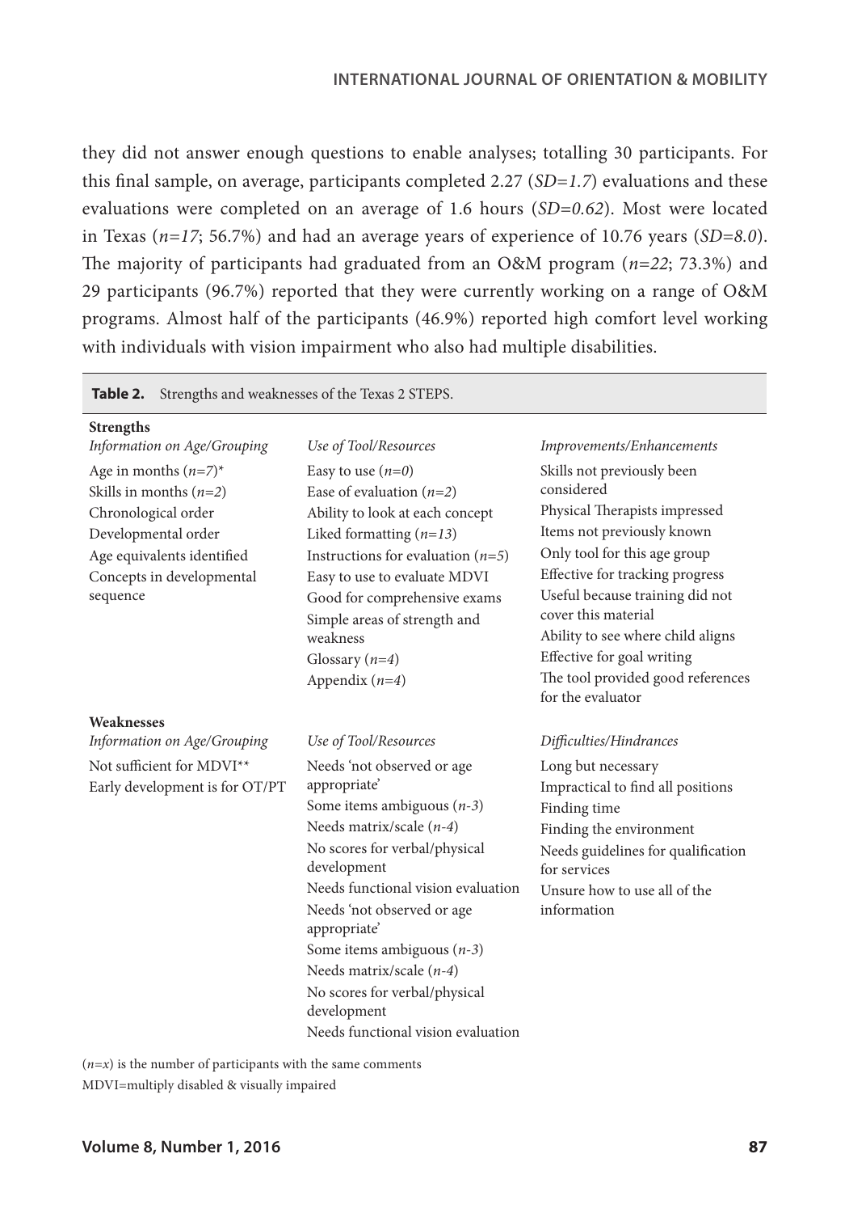they did not answer enough questions to enable analyses; totalling 30 participants. For this final sample, on average, participants completed 2.27 (*SD=1.7*) evaluations and these evaluations were completed on an average of 1.6 hours (*SD=0.62*). Most were located in Texas (*n=17*; 56.7%) and had an average years of experience of 10.76 years (*SD=8.0*). The majority of participants had graduated from an O&M program (*n=22*; 73.3%) and 29 participants (96.7%) reported that they were currently working on a range of O&M programs. Almost half of the participants (46.9%) reported high comfort level working with individuals with vision impairment who also had multiple disabilities.

**Table 2.** Strengths and weaknesses of the Texas 2 STEPS.

| **Strengths** | | |
|---|---|---|
| *Information on Age/Grouping* | *Use of Tool/Resources* | *Improvements/Enhancements* |
| Age in months (*n=7*)* | Easy to use (*n=0*) | Skills not previously been considered |
| Skills in months (*n=2*) | Ease of evaluation (*n=2*) | Physical Therapists impressed |
| Chronological order | Ability to look at each concept | Items not previously known |
| Developmental order | Liked formatting (*n=13*) | Only tool for this age group |
| Age equivalents identified | Instructions for evaluation (*n=5*) | Effective for tracking progress |
| Concepts in developmental sequence | Easy to use to evaluate MDVI | Useful because training did not cover this material |
| | Good for comprehensive exams | Ability to see where child aligns |
| | Simple areas of strength and weakness | Effective for goal writing |
| | Glossary (*n=4*) | The tool provided good references for the evaluator |
| | Appendix (*n=4*) | |
| **Weaknesses** | | |
| *Information on Age/Grouping* | *Use of Tool/Resources* | *Difficulties/Hindrances* |
| Not sufficient for MDVI** | Needs 'not observed or age appropriate' | Long but necessary |
| Early development is for OT/PT | Some items ambiguous (*n-3*) | Impractical to find all positions |
| | Needs matrix/scale (*n-4*) | Finding time |
| | No scores for verbal/physical development | Finding the environment |
| | Needs functional vision evaluation | Needs guidelines for qualification for services |
| | Needs 'not observed or age appropriate' | Unsure how to use all of the information |
| | Some items ambiguous (*n-3*) | |
| | Needs matrix/scale (*n-4*) | |
| | No scores for verbal/physical development | |
| | Needs functional vision evaluation | |

(*n=x*) is the number of participants with the same comments
MDVI=multiply disabled & visually impaired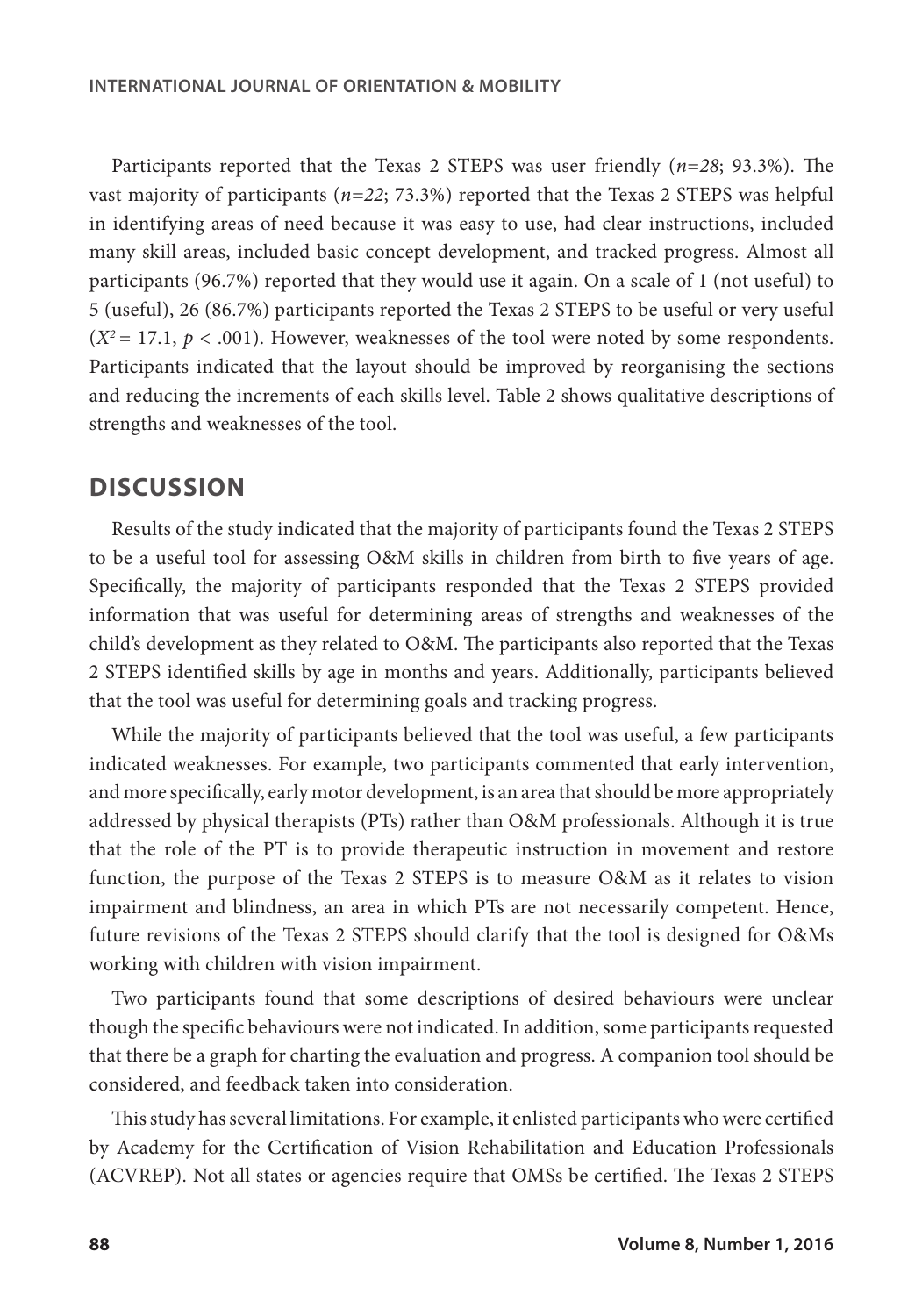Participants reported that the Texas 2 STEPS was user friendly (*n=28*; 93.3%). The vast majority of participants (*n=22*; 73.3%) reported that the Texas 2 STEPS was helpful in identifying areas of need because it was easy to use, had clear instructions, included many skill areas, included basic concept development, and tracked progress. Almost all participants (96.7%) reported that they would use it again. On a scale of 1 (not useful) to 5 (useful), 26 (86.7%) participants reported the Texas 2 STEPS to be useful or very useful ($X^2 = 17.1$, $p < .001$). However, weaknesses of the tool were noted by some respondents. Participants indicated that the layout should be improved by reorganising the sections and reducing the increments of each skills level. Table 2 shows qualitative descriptions of strengths and weaknesses of the tool.

## DISCUSSION

Results of the study indicated that the majority of participants found the Texas 2 STEPS to be a useful tool for assessing O&M skills in children from birth to five years of age. Specifically, the majority of participants responded that the Texas 2 STEPS provided information that was useful for determining areas of strengths and weaknesses of the child's development as they related to O&M. The participants also reported that the Texas 2 STEPS identified skills by age in months and years. Additionally, participants believed that the tool was useful for determining goals and tracking progress.

While the majority of participants believed that the tool was useful, a few participants indicated weaknesses. For example, two participants commented that early intervention, and more specifically, early motor development, is an area that should be more appropriately addressed by physical therapists (PTs) rather than O&M professionals. Although it is true that the role of the PT is to provide therapeutic instruction in movement and restore function, the purpose of the Texas 2 STEPS is to measure O&M as it relates to vision impairment and blindness, an area in which PTs are not necessarily competent. Hence, future revisions of the Texas 2 STEPS should clarify that the tool is designed for O&Ms working with children with vision impairment.

Two participants found that some descriptions of desired behaviours were unclear though the specific behaviours were not indicated. In addition, some participants requested that there be a graph for charting the evaluation and progress. A companion tool should be considered, and feedback taken into consideration.

This study has several limitations. For example, it enlisted participants who were certified by Academy for the Certification of Vision Rehabilitation and Education Professionals (ACVREP). Not all states or agencies require that OMSs be certified. The Texas 2 STEPS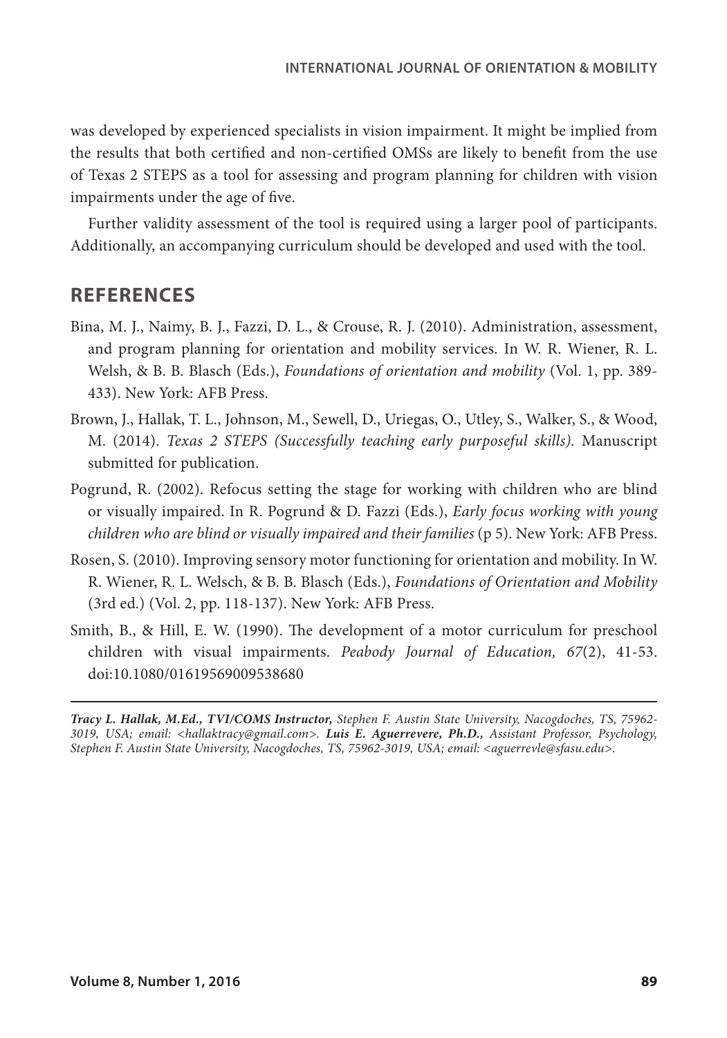was developed by experienced specialists in vision impairment. It might be implied from the results that both certified and non-certified OMSs are likely to benefit from the use of Texas 2 STEPS as a tool for assessing and program planning for children with vision impairments under the age of five.

Further validity assessment of the tool is required using a larger pool of participants. Additionally, an accompanying curriculum should be developed and used with the tool.

## REFERENCES

Bina, M. J., Naimy, B. J., Fazzi, D. L., & Crouse, R. J. (2010). Administration, assessment, and program planning for orientation and mobility services. In W. R. Wiener, R. L. Welsh, & B. B. Blasch (Eds.), *Foundations of orientation and mobility* (Vol. 1, pp. 389-433). New York: AFB Press.

Brown, J., Hallak, T. L., Johnson, M., Sewell, D., Uriegas, O., Utley, S., Walker, S., & Wood, M. (2014). *Texas 2 STEPS (Successfully teaching early purposeful skills).* Manuscript submitted for publication.

Pogrund, R. (2002). Refocus setting the stage for working with children who are blind or visually impaired. In R. Pogrund & D. Fazzi (Eds.), *Early focus working with young children who are blind or visually impaired and their families* (p 5). New York: AFB Press.

Rosen, S. (2010). Improving sensory motor functioning for orientation and mobility. In W. R. Wiener, R. L. Welsch, & B. B. Blasch (Eds.), *Foundations of Orientation and Mobility* (3rd ed.) (Vol. 2, pp. 118-137). New York: AFB Press.

Smith, B., & Hill, E. W. (1990). The development of a motor curriculum for preschool children with visual impairments. *Peabody Journal of Education, 67*(2), 41-53. doi:10.1080/01619569009538680

---

***Tracy L. Hallak, M.Ed., TVI/COMS Instructor,*** *Stephen F. Austin State University, Nacogdoches, TS, 75962-3019, USA; email: <hallaktracy@gmail.com>.* ***Luis E. Aguerrevere, Ph.D.,*** *Assistant Professor, Psychology, Stephen F. Austin State University, Nacogdoches, TS, 75962-3019, USA; email: <aguerrevle@sfasu.edu>.*